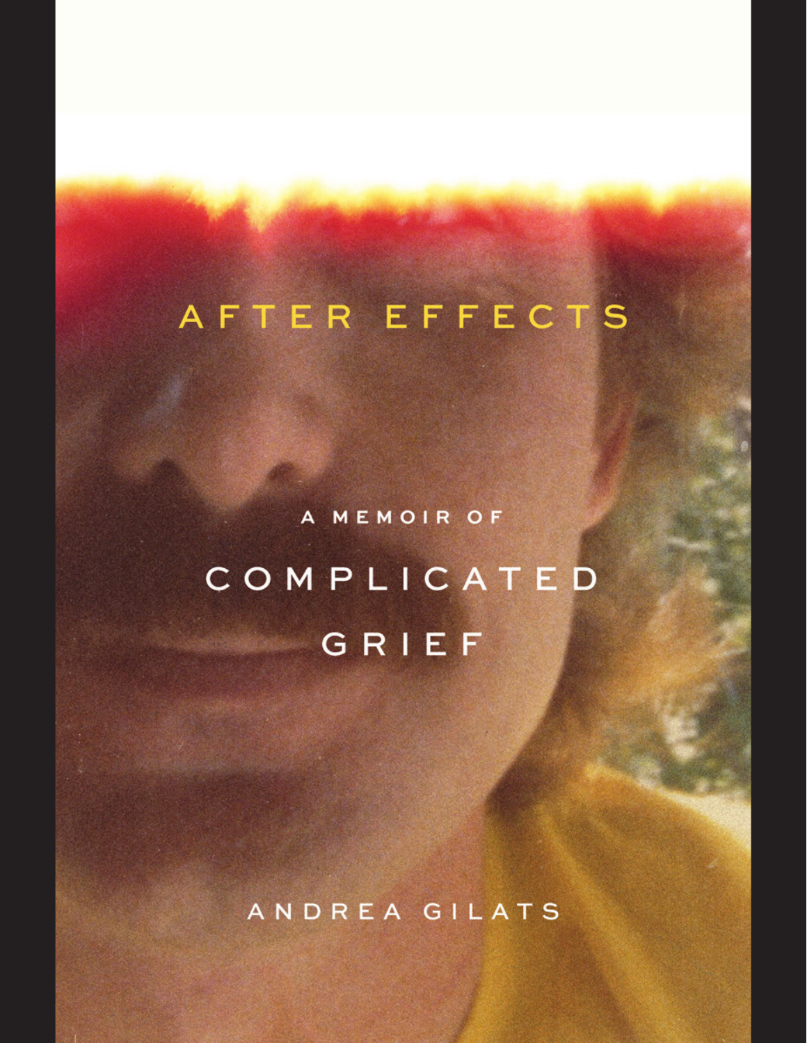# AFTER EFFECTS

## A MEMOIR OF COMPLICATED GRIEF

ANDREA GILATS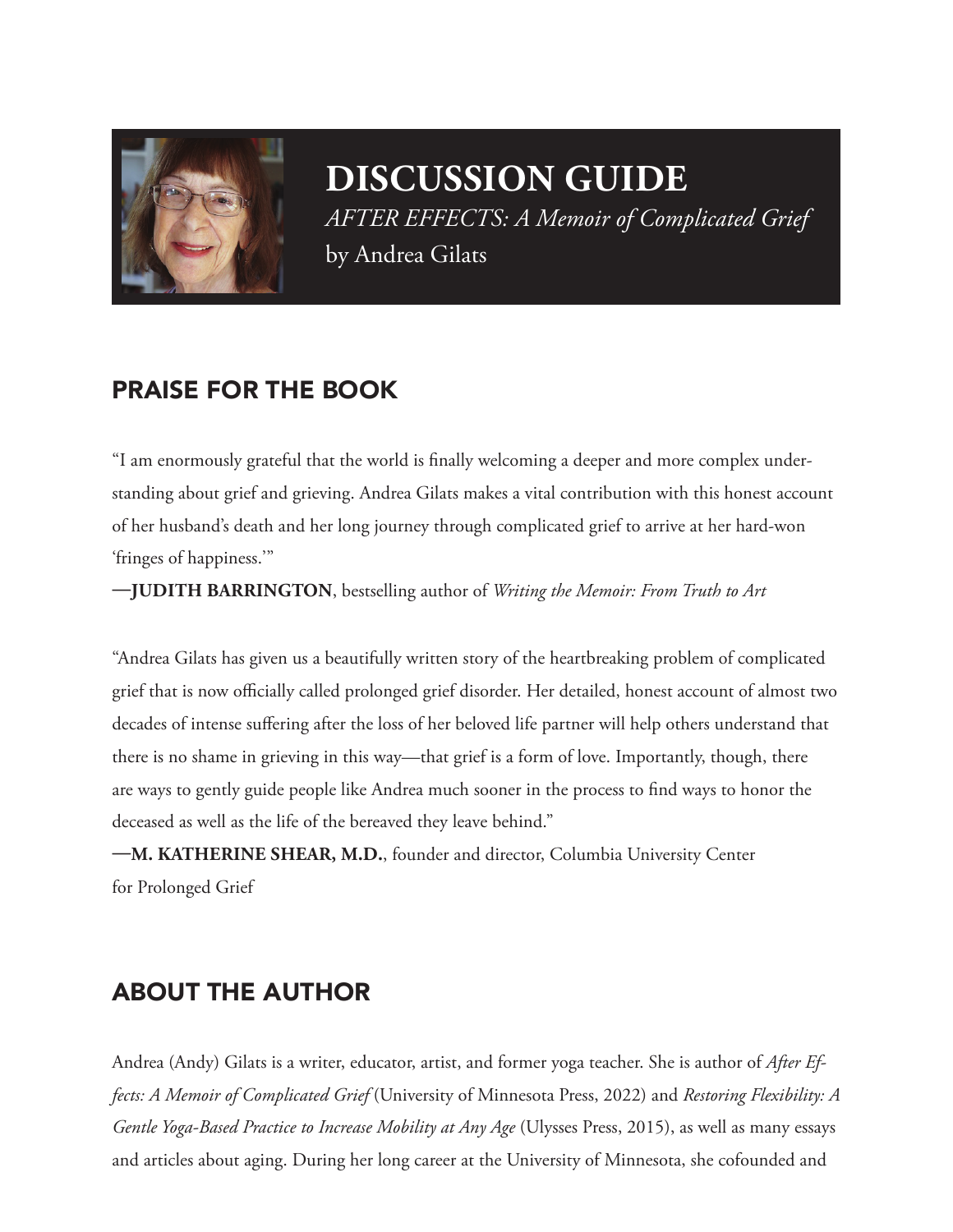# DISCUSSION GUIDE

*AFTER EFFECTS: A Memoir of Complicated Grief*

by Andrea Gilats

## PRAISE FOR THE BOOK

"I am enormously grateful that the world is finally welcoming a deeper and more complex understanding about grief and grieving. Andrea Gilats makes a vital contribution with this honest account of her husband's death and her long journey through complicated grief to arrive at her hard-won 'fringes of happiness.'"

**—JUDITH BARRINGTON**, bestselling author of *Writing the Memoir: From Truth to Art*

"Andrea Gilats has given us a beautifully written story of the heartbreaking problem of complicated grief that is now officially called prolonged grief disorder. Her detailed, honest account of almost two decades of intense suffering after the loss of her beloved life partner will help others understand that there is no shame in grieving in this way—that grief is a form of love. Importantly, though, there are ways to gently guide people like Andrea much sooner in the process to find ways to honor the deceased as well as the life of the bereaved they leave behind."

**—M. KATHERINE SHEAR, M.D.**, founder and director, Columbia University Center for Prolonged Grief

## ABOUT THE AUTHOR

Andrea (Andy) Gilats is a writer, educator, artist, and former yoga teacher. She is author of *After Effects: A Memoir of Complicated Grief* (University of Minnesota Press, 2022) and *Restoring Flexibility: A Gentle Yoga-Based Practice to Increase Mobility at Any Age* (Ulysses Press, 2015), as well as many essays and articles about aging. During her long career at the University of Minnesota, she cofounded and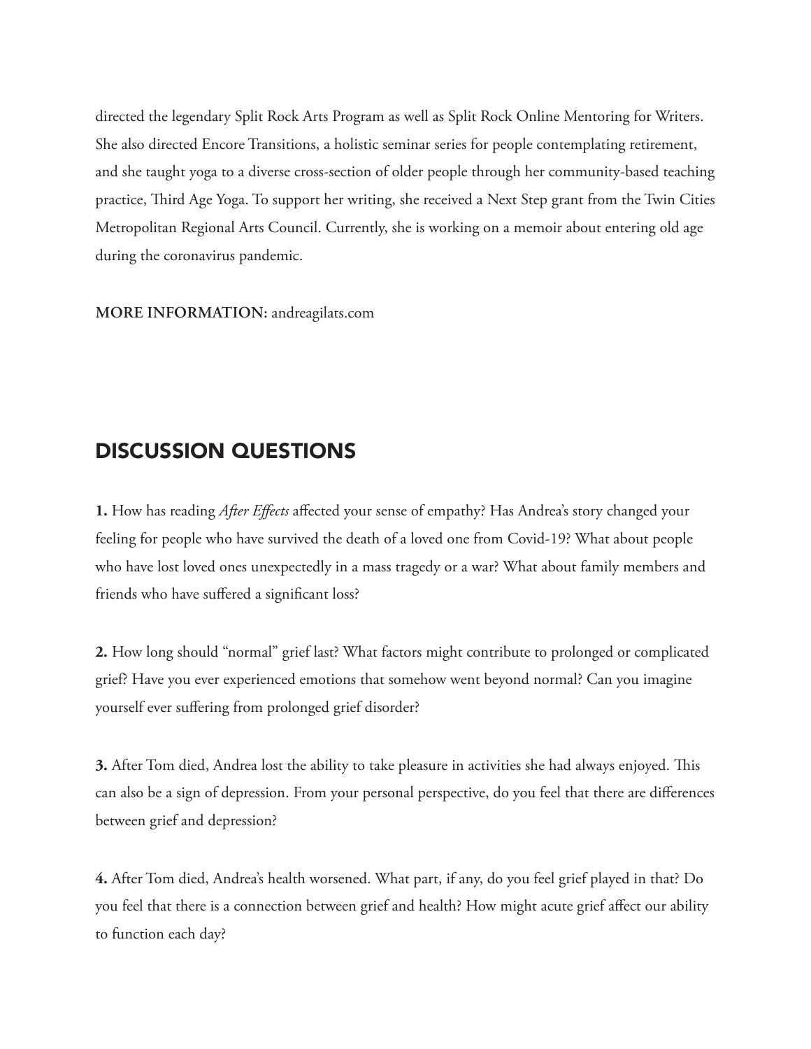directed the legendary Split Rock Arts Program as well as Split Rock Online Mentoring for Writers. She also directed Encore Transitions, a holistic seminar series for people contemplating retirement, and she taught yoga to a diverse cross-section of older people through her community-based teaching practice, Third Age Yoga. To support her writing, she received a Next Step grant from the Twin Cities Metropolitan Regional Arts Council. Currently, she is working on a memoir about entering old age during the coronavirus pandemic.

**MORE INFORMATION:** andreagilats.com

## DISCUSSION QUESTIONS

**1.** How has reading *After Effects* affected your sense of empathy? Has Andrea's story changed your feeling for people who have survived the death of a loved one from Covid-19? What about people who have lost loved ones unexpectedly in a mass tragedy or a war? What about family members and friends who have suffered a significant loss?

**2.** How long should "normal" grief last? What factors might contribute to prolonged or complicated grief? Have you ever experienced emotions that somehow went beyond normal? Can you imagine yourself ever suffering from prolonged grief disorder?

**3.** After Tom died, Andrea lost the ability to take pleasure in activities she had always enjoyed. This can also be a sign of depression. From your personal perspective, do you feel that there are differences between grief and depression?

**4.** After Tom died, Andrea's health worsened. What part, if any, do you feel grief played in that? Do you feel that there is a connection between grief and health? How might acute grief affect our ability to function each day?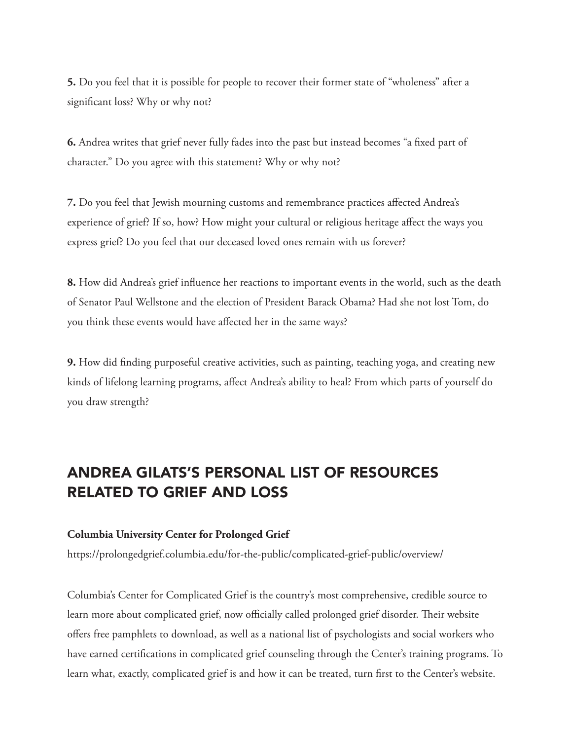**5.** Do you feel that it is possible for people to recover their former state of "wholeness" after a significant loss? Why or why not?

**6.** Andrea writes that grief never fully fades into the past but instead becomes "a fixed part of character." Do you agree with this statement? Why or why not?

**7.** Do you feel that Jewish mourning customs and remembrance practices affected Andrea's experience of grief? If so, how? How might your cultural or religious heritage affect the ways you express grief? Do you feel that our deceased loved ones remain with us forever?

**8.** How did Andrea's grief influence her reactions to important events in the world, such as the death of Senator Paul Wellstone and the election of President Barack Obama? Had she not lost Tom, do you think these events would have affected her in the same ways?

**9.** How did finding purposeful creative activities, such as painting, teaching yoga, and creating new kinds of lifelong learning programs, affect Andrea's ability to heal? From which parts of yourself do you draw strength?

## ANDREA GILATS'S PERSONAL LIST OF RESOURCES RELATED TO GRIEF AND LOSS

**Columbia University Center for Prolonged Grief**

https://prolongedgrief.columbia.edu/for-the-public/complicated-grief-public/overview/

Columbia's Center for Complicated Grief is the country's most comprehensive, credible source to learn more about complicated grief, now officially called prolonged grief disorder. Their website offers free pamphlets to download, as well as a national list of psychologists and social workers who have earned certifications in complicated grief counseling through the Center's training programs. To learn what, exactly, complicated grief is and how it can be treated, turn first to the Center's website.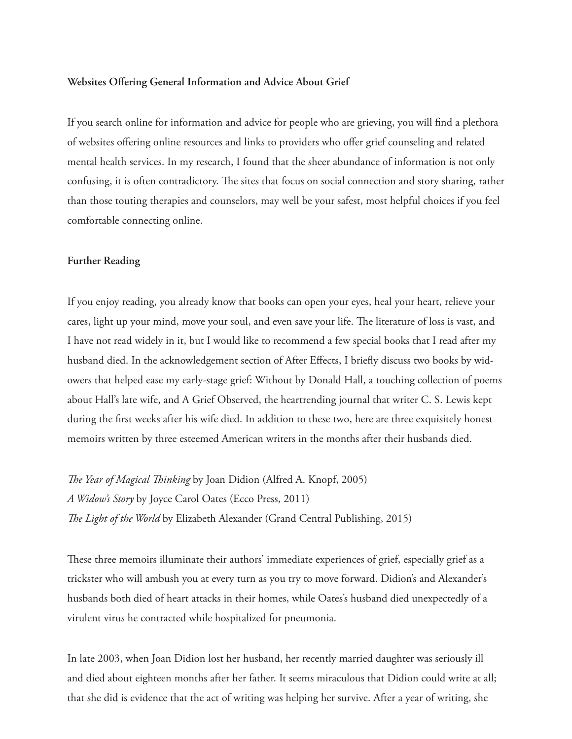**Websites Offering General Information and Advice About Grief**

If you search online for information and advice for people who are grieving, you will find a plethora of websites offering online resources and links to providers who offer grief counseling and related mental health services. In my research, I found that the sheer abundance of information is not only confusing, it is often contradictory. The sites that focus on social connection and story sharing, rather than those touting therapies and counselors, may well be your safest, most helpful choices if you feel comfortable connecting online.

**Further Reading**

If you enjoy reading, you already know that books can open your eyes, heal your heart, relieve your cares, light up your mind, move your soul, and even save your life. The literature of loss is vast, and I have not read widely in it, but I would like to recommend a few special books that I read after my husband died. In the acknowledgement section of After Effects, I briefly discuss two books by widowers that helped ease my early-stage grief: Without by Donald Hall, a touching collection of poems about Hall's late wife, and A Grief Observed, the heartrending journal that writer C. S. Lewis kept during the first weeks after his wife died. In addition to these two, here are three exquisitely honest memoirs written by three esteemed American writers in the months after their husbands died.

*The Year of Magical Thinking* by Joan Didion (Alfred A. Knopf, 2005)
*A Widow's Story* by Joyce Carol Oates (Ecco Press, 2011)
*The Light of the World* by Elizabeth Alexander (Grand Central Publishing, 2015)

These three memoirs illuminate their authors' immediate experiences of grief, especially grief as a trickster who will ambush you at every turn as you try to move forward. Didion's and Alexander's husbands both died of heart attacks in their homes, while Oates's husband died unexpectedly of a virulent virus he contracted while hospitalized for pneumonia.

In late 2003, when Joan Didion lost her husband, her recently married daughter was seriously ill and died about eighteen months after her father. It seems miraculous that Didion could write at all; that she did is evidence that the act of writing was helping her survive. After a year of writing, she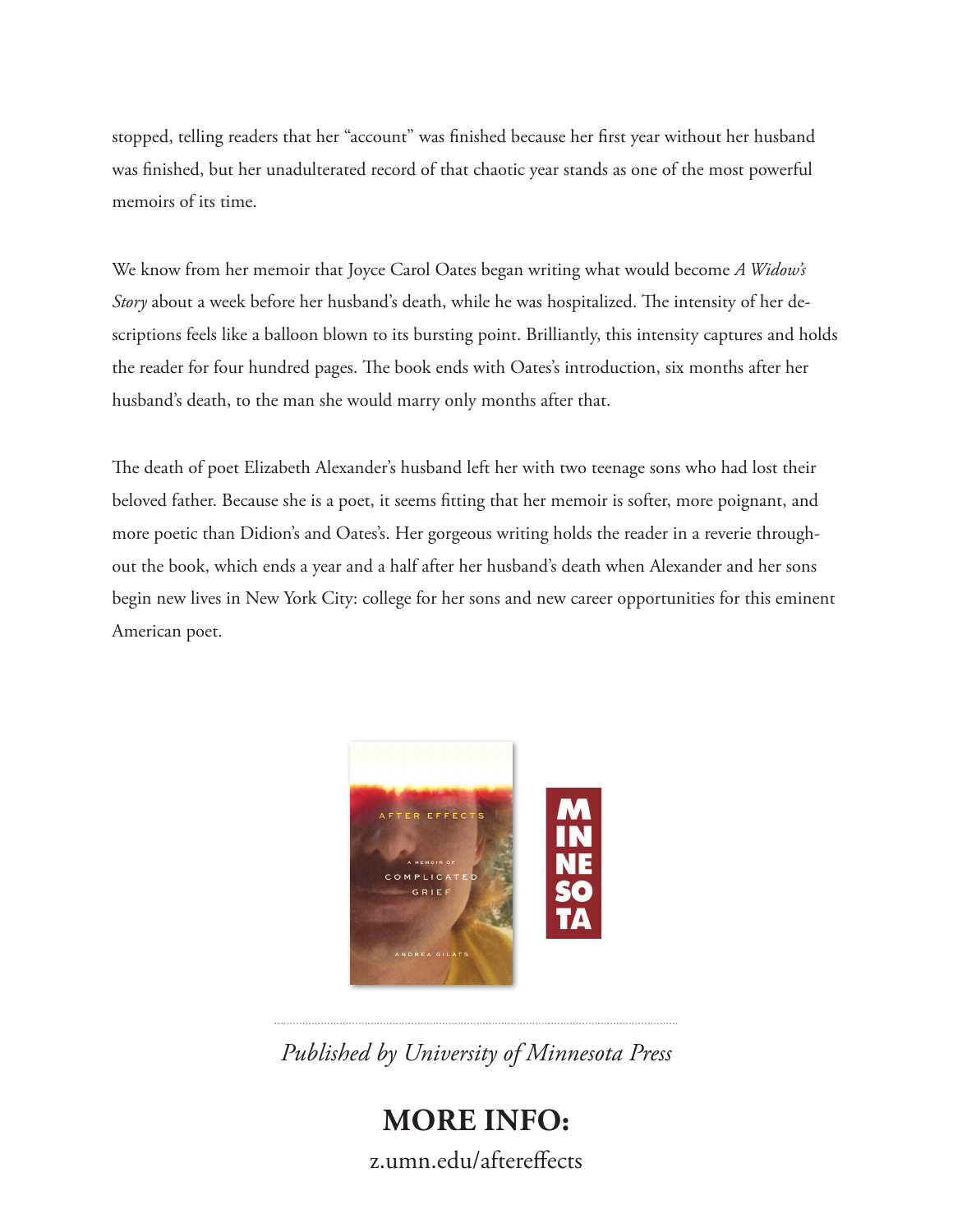stopped, telling readers that her "account" was finished because her first year without her husband was finished, but her unadulterated record of that chaotic year stands as one of the most powerful memoirs of its time.

We know from her memoir that Joyce Carol Oates began writing what would become *A Widow's Story* about a week before her husband's death, while he was hospitalized. The intensity of her descriptions feels like a balloon blown to its bursting point. Brilliantly, this intensity captures and holds the reader for four hundred pages. The book ends with Oates's introduction, six months after her husband's death, to the man she would marry only months after that.

The death of poet Elizabeth Alexander's husband left her with two teenage sons who had lost their beloved father. Because she is a poet, it seems fitting that her memoir is softer, more poignant, and more poetic than Didion's and Oates's. Her gorgeous writing holds the reader in a reverie throughout the book, which ends a year and a half after her husband's death when Alexander and her sons begin new lives in New York City: college for her sons and new career opportunities for this eminent American poet.

*Published by University of Minnesota Press*

## MORE INFO:

z.umn.edu/aftereffects